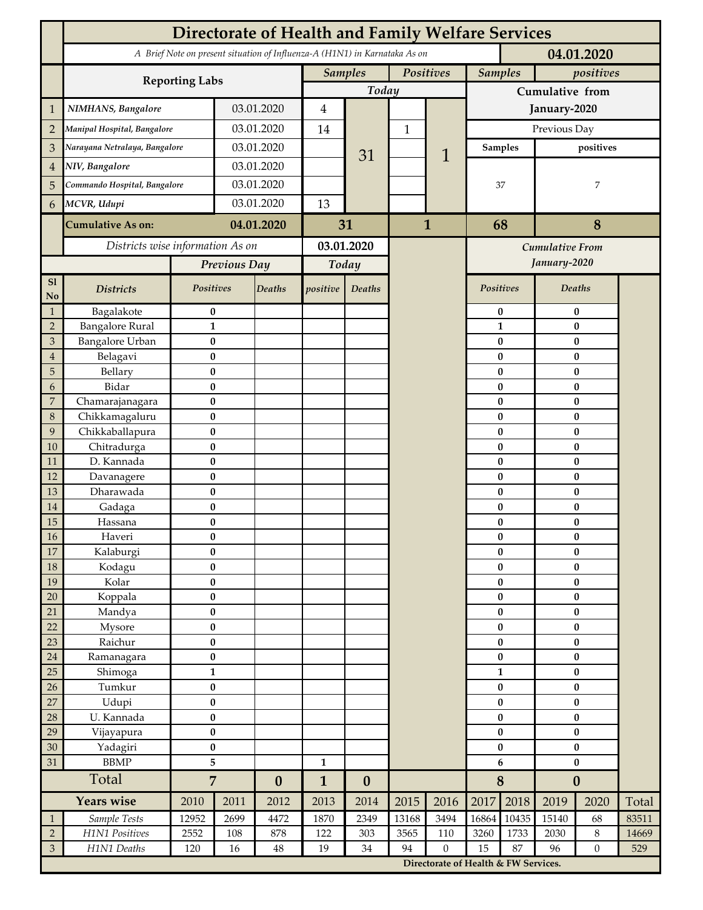# Directorate of Health and Family Welfare Services

*A Brief Note on present situation of Influenza-A (H1N1) in Karnataka As on* **04.01.2020**

| | Reporting Labs | | Samples | | Positives | | Samples | positives |
|---|---|---|---|---|---|---|---|---|
| | | | Today | | | | Cumulative from January-2020 | |
| 1 | *NIMHANS, Bangalore* | 03.01.2020 | 4 | 31 | | 1 | | |
| 2 | *Manipal Hospital, Bangalore* | 03.01.2020 | 14 | | 1 | | Previous Day | |
| 3 | *Narayana Netralaya, Bangalore* | 03.01.2020 | | | | | Samples | positives |
| 4 | *NIV, Bangalore* | 03.01.2020 | | | | | 37 | 7 |
| 5 | *Commando Hospital, Bangalore* | 03.01.2020 | | | | | | |
| 6 | *MCVR, Udupi* | 03.01.2020 | 13 | | | | | |
| | **Cumulative As on:** | **04.01.2020** | **31** | | **1** | | **68** | **8** |

*Districts wise information As on* **03.01.2020**

| Sl No | Districts | Previous Day Positives | Previous Day Deaths | Today positive | Today Deaths | Cumulative From January-2020 Positives | Cumulative From January-2020 Deaths |
|---|---|---|---|---|---|---|---|
| 1 | Bagalakote | 0 | | | | 0 | 0 |
| 2 | Bangalore Rural | 1 | | | | 1 | 0 |
| 3 | Bangalore Urban | 0 | | | | 0 | 0 |
| 4 | Belagavi | 0 | | | | 0 | 0 |
| 5 | Bellary | 0 | | | | 0 | 0 |
| 6 | Bidar | 0 | | | | 0 | 0 |
| 7 | Chamarajanagara | 0 | | | | 0 | 0 |
| 8 | Chikkamagaluru | 0 | | | | 0 | 0 |
| 9 | Chikkaballapura | 0 | | | | 0 | 0 |
| 10 | Chitradurga | 0 | | | | 0 | 0 |
| 11 | D. Kannada | 0 | | | | 0 | 0 |
| 12 | Davanagere | 0 | | | | 0 | 0 |
| 13 | Dharawada | 0 | | | | 0 | 0 |
| 14 | Gadaga | 0 | | | | 0 | 0 |
| 15 | Hassana | 0 | | | | 0 | 0 |
| 16 | Haveri | 0 | | | | 0 | 0 |
| 17 | Kalaburgi | 0 | | | | 0 | 0 |
| 18 | Kodagu | 0 | | | | 0 | 0 |
| 19 | Kolar | 0 | | | | 0 | 0 |
| 20 | Koppala | 0 | | | | 0 | 0 |
| 21 | Mandya | 0 | | | | 0 | 0 |
| 22 | Mysore | 0 | | | | 0 | 0 |
| 23 | Raichur | 0 | | | | 0 | 0 |
| 24 | Ramanagara | 0 | | | | 0 | 0 |
| 25 | Shimoga | 1 | | | | 1 | 0 |
| 26 | Tumkur | 0 | | | | 0 | 0 |
| 27 | Udupi | 0 | | | | 0 | 0 |
| 28 | U. Kannada | 0 | | | | 0 | 0 |
| 29 | Vijayapura | 0 | | | | 0 | 0 |
| 30 | Yadagiri | 0 | | | | 0 | 0 |
| 31 | BBMP | 5 | | 1 | | 6 | 0 |
| | **Total** | **7** | **0** | **1** | **0** | **8** | **0** |

| | Years wise | 2010 | 2011 | 2012 | 2013 | 2014 | 2015 | 2016 | 2017 | 2018 | 2019 | 2020 | Total |
|---|---|---|---|---|---|---|---|---|---|---|---|---|---|
| 1 | *Sample Tests* | 12952 | 2699 | 4472 | 1870 | 2349 | 13168 | 3494 | 16864 | 10435 | 15140 | 68 | 83511 |
| 2 | *H1N1 Positives* | 2552 | 108 | 878 | 122 | 303 | 3565 | 110 | 3260 | 1733 | 2030 | 8 | 14669 |
| 3 | *H1N1 Deaths* | 120 | 16 | 48 | 19 | 34 | 94 | 0 | 15 | 87 | 96 | 0 | 529 |

**Directorate of Health & FW Services.**